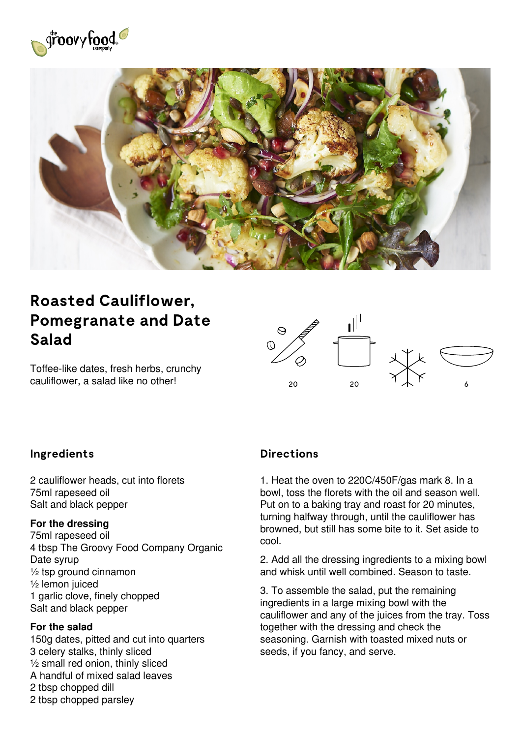# Roasted Cauliflower, Pomegranate and Date Salad

Toffee-like dates, fresh herbs, crunchy cauliflower, a salad like no other!

20 20 6

## Ingredients

2 cauliflower heads, cut into florets
75ml rapeseed oil
Salt and black pepper

**For the dressing**
75ml rapeseed oil
4 tbsp The Groovy Food Company Organic Date syrup
½ tsp ground cinnamon
½ lemon juiced
1 garlic clove, finely chopped
Salt and black pepper

**For the salad**
150g dates, pitted and cut into quarters
3 celery stalks, thinly sliced
½ small red onion, thinly sliced
A handful of mixed salad leaves
2 tbsp chopped dill
2 tbsp chopped parsley

## Directions

1. Heat the oven to 220C/450F/gas mark 8. In a bowl, toss the florets with the oil and season well. Put on to a baking tray and roast for 20 minutes, turning halfway through, until the cauliflower has browned, but still has some bite to it. Set aside to cool.

2. Add all the dressing ingredients to a mixing bowl and whisk until well combined. Season to taste.

3. To assemble the salad, put the remaining ingredients in a large mixing bowl with the cauliflower and any of the juices from the tray. Toss together with the dressing and check the seasoning. Garnish with toasted mixed nuts or seeds, if you fancy, and serve.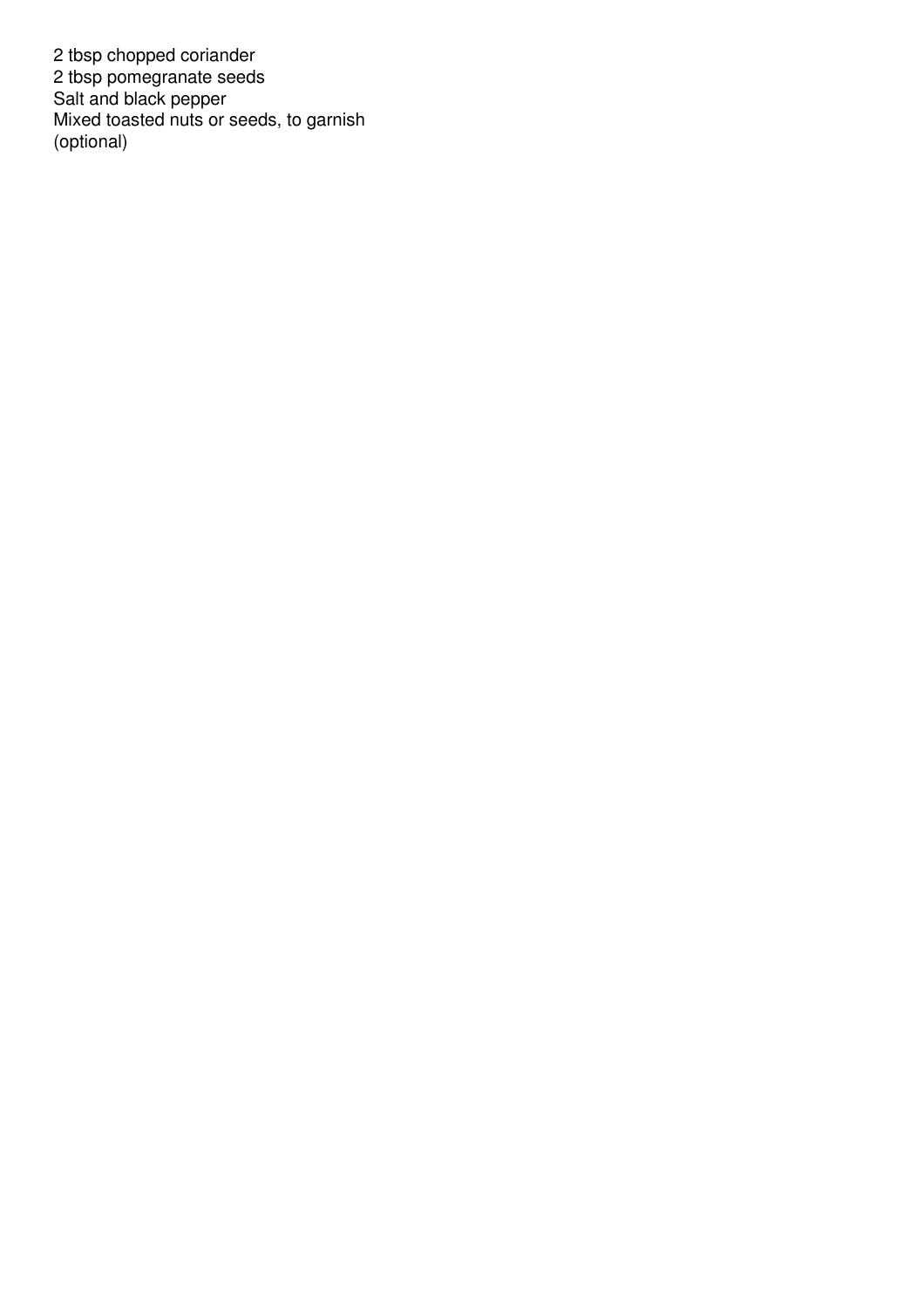2 tbsp chopped coriander
2 tbsp pomegranate seeds
Salt and black pepper
Mixed toasted nuts or seeds, to garnish (optional)